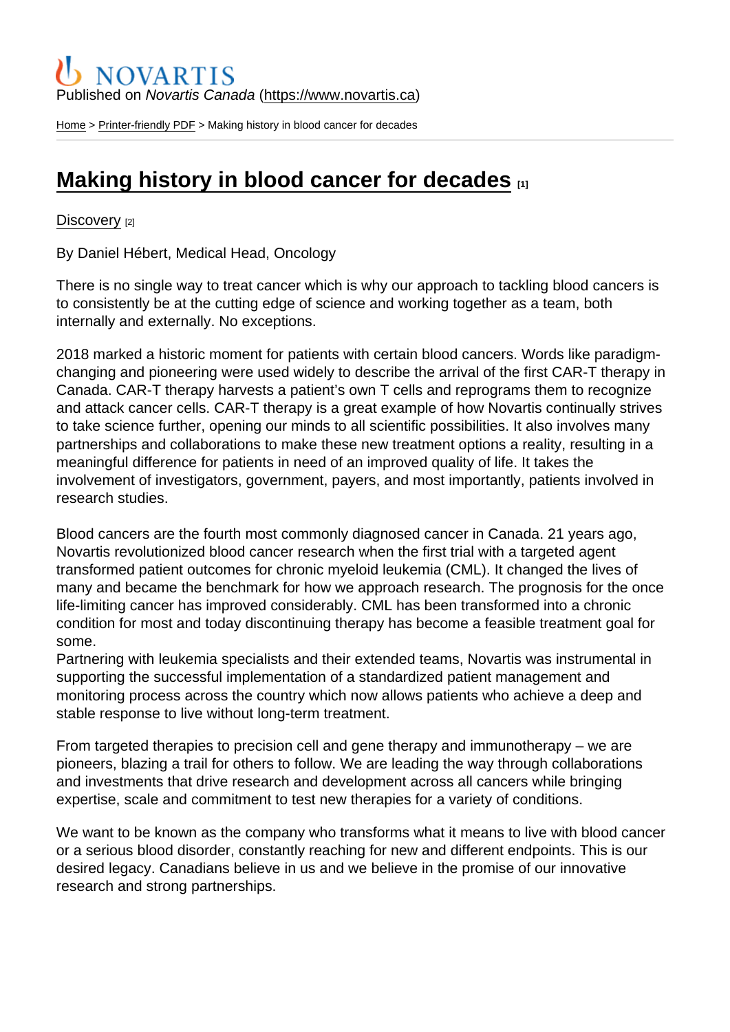NOVARTIS

Published on *Novartis Canada* (https://www.novartis.ca)

Home > Printer-friendly PDF > Making history in blood cancer for decades

# Making history in blood cancer for decades [1]

Discovery [2]

By Daniel Hébert, Medical Head, Oncology

There is no single way to treat cancer which is why our approach to tackling blood cancers is to consistently be at the cutting edge of science and working together as a team, both internally and externally. No exceptions.

2018 marked a historic moment for patients with certain blood cancers. Words like paradigm-changing and pioneering were used widely to describe the arrival of the first CAR-T therapy in Canada. CAR-T therapy harvests a patient's own T cells and reprograms them to recognize and attack cancer cells. CAR-T therapy is a great example of how Novartis continually strives to take science further, opening our minds to all scientific possibilities. It also involves many partnerships and collaborations to make these new treatment options a reality, resulting in a meaningful difference for patients in need of an improved quality of life. It takes the involvement of investigators, government, payers, and most importantly, patients involved in research studies.

Blood cancers are the fourth most commonly diagnosed cancer in Canada. 21 years ago, Novartis revolutionized blood cancer research when the first trial with a targeted agent transformed patient outcomes for chronic myeloid leukemia (CML). It changed the lives of many and became the benchmark for how we approach research. The prognosis for the once life-limiting cancer has improved considerably. CML has been transformed into a chronic condition for most and today discontinuing therapy has become a feasible treatment goal for some.
Partnering with leukemia specialists and their extended teams, Novartis was instrumental in supporting the successful implementation of a standardized patient management and monitoring process across the country which now allows patients who achieve a deep and stable response to live without long-term treatment.

From targeted therapies to precision cell and gene therapy and immunotherapy – we are pioneers, blazing a trail for others to follow. We are leading the way through collaborations and investments that drive research and development across all cancers while bringing expertise, scale and commitment to test new therapies for a variety of conditions.

We want to be known as the company who transforms what it means to live with blood cancer or a serious blood disorder, constantly reaching for new and different endpoints. This is our desired legacy. Canadians believe in us and we believe in the promise of our innovative research and strong partnerships.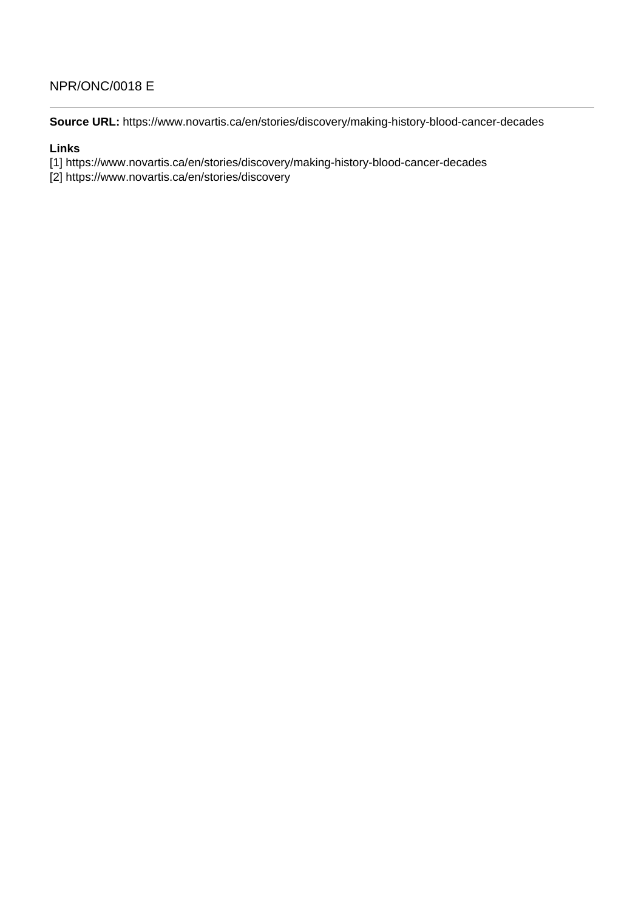NPR/ONC/0018 E

---

**Source URL:** https://www.novartis.ca/en/stories/discovery/making-history-blood-cancer-decades

**Links**

[1] https://www.novartis.ca/en/stories/discovery/making-history-blood-cancer-decades
[2] https://www.novartis.ca/en/stories/discovery